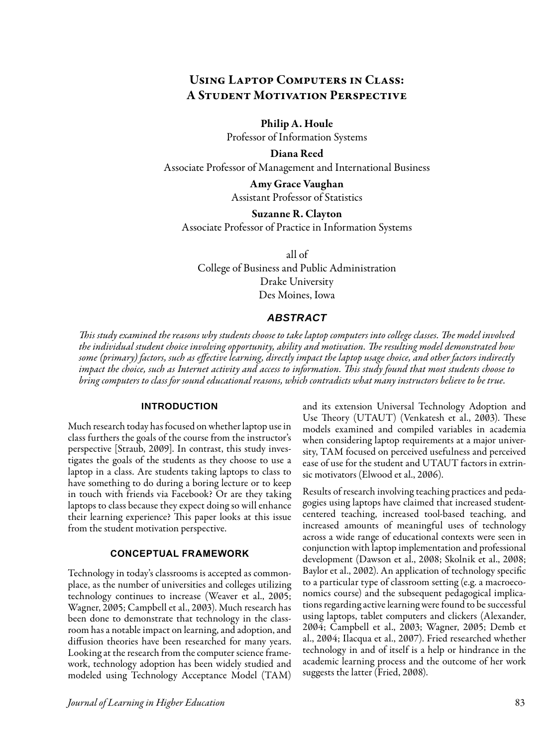# Using Laptop Computers in Class: A Student Motivation Perspective

**Philip A. Houle**
Professor of Information Systems

**Diana Reed**
Associate Professor of Management and International Business

**Amy Grace Vaughan**
Assistant Professor of Statistics

**Suzanne R. Clayton**
Associate Professor of Practice in Information Systems

all of
College of Business and Public Administration
Drake University
Des Moines, Iowa

## ABSTRACT

*This study examined the reasons why students choose to take laptop computers into college classes. The model involved the individual student choice involving opportunity, ability and motivation. The resulting model demonstrated how some (primary) factors, such as effective learning, directly impact the laptop usage choice, and other factors indirectly impact the choice, such as Internet activity and access to information. This study found that most students choose to bring computers to class for sound educational reasons, which contradicts what many instructors believe to be true.*

## INTRODUCTION

Much research today has focused on whether laptop use in class furthers the goals of the course from the instructor's perspective [Straub, 2009]. In contrast, this study investigates the goals of the students as they choose to use a laptop in a class. Are students taking laptops to class to have something to do during a boring lecture or to keep in touch with friends via Facebook? Or are they taking laptops to class because they expect doing so will enhance their learning experience? This paper looks at this issue from the student motivation perspective.

## CONCEPTUAL FRAMEWORK

Technology in today's classrooms is accepted as commonplace, as the number of universities and colleges utilizing technology continues to increase (Weaver et al., 2005; Wagner, 2005; Campbell et al., 2003). Much research has been done to demonstrate that technology in the classroom has a notable impact on learning, and adoption, and diffusion theories have been researched for many years. Looking at the research from the computer science framework, technology adoption has been widely studied and modeled using Technology Acceptance Model (TAM) and its extension Universal Technology Adoption and Use Theory (UTAUT) (Venkatesh et al., 2003). These models examined and compiled variables in academia when considering laptop requirements at a major university, TAM focused on perceived usefulness and perceived ease of use for the student and UTAUT factors in extrinsic motivators (Elwood et al., 2006).

Results of research involving teaching practices and pedagogies using laptops have claimed that increased student-centered teaching, increased tool-based teaching, and increased amounts of meaningful uses of technology across a wide range of educational contexts were seen in conjunction with laptop implementation and professional development (Dawson et al., 2008; Skolnik et al., 2008; Baylor et al., 2002). An application of technology specific to a particular type of classroom setting (e.g. a macroeconomics course) and the subsequent pedagogical implications regarding active learning were found to be successful using laptops, tablet computers and clickers (Alexander, 2004; Campbell et al., 2003; Wagner, 2005; Demb et al., 2004; Ilacqua et al., 2007). Fried researched whether technology in and of itself is a help or hindrance in the academic learning process and the outcome of her work suggests the latter (Fried, 2008).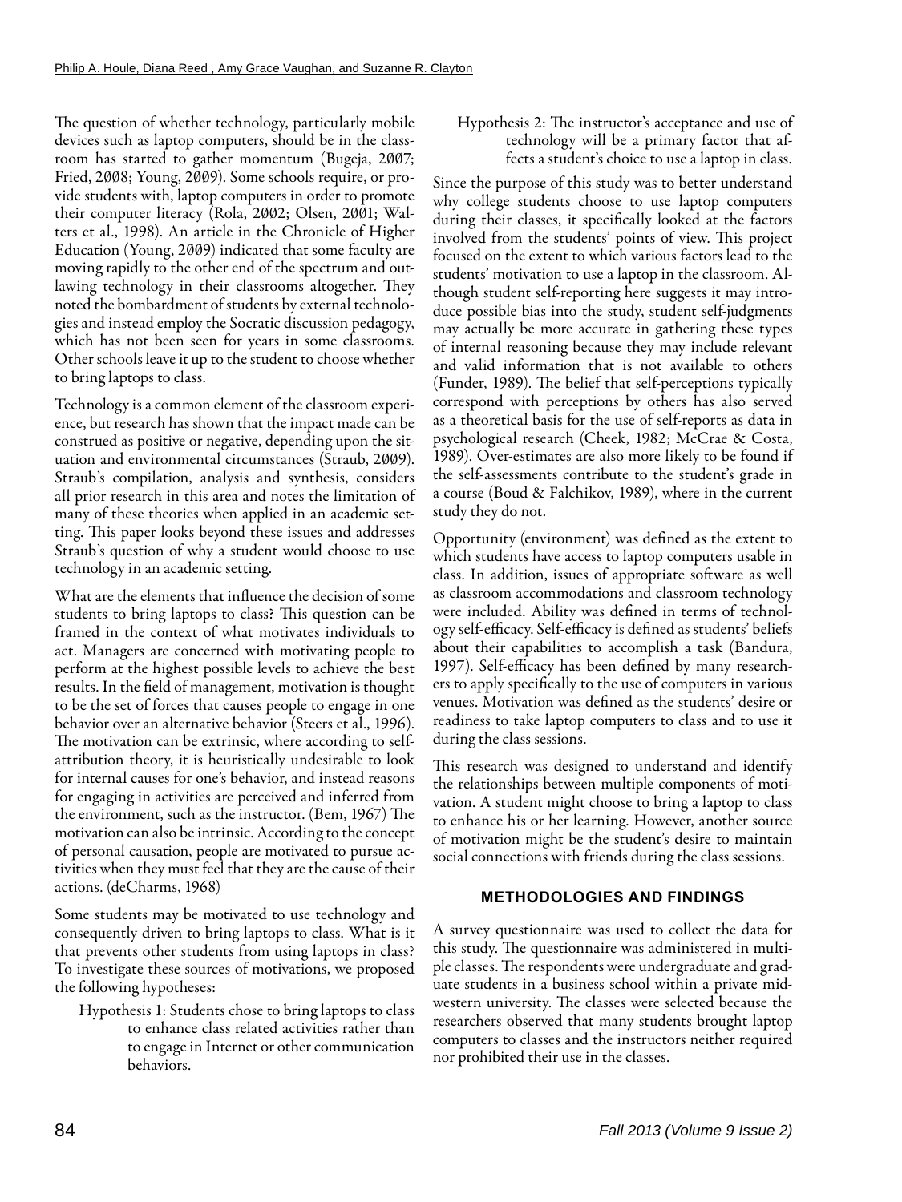The question of whether technology, particularly mobile devices such as laptop computers, should be in the classroom has started to gather momentum (Bugeja, 2007; Fried, 2008; Young, 2009). Some schools require, or provide students with, laptop computers in order to promote their computer literacy (Rola, 2002; Olsen, 2001; Walters et al., 1998). An article in the Chronicle of Higher Education (Young, 2009) indicated that some faculty are moving rapidly to the other end of the spectrum and outlawing technology in their classrooms altogether. They noted the bombardment of students by external technologies and instead employ the Socratic discussion pedagogy, which has not been seen for years in some classrooms. Other schools leave it up to the student to choose whether to bring laptops to class.

Technology is a common element of the classroom experience, but research has shown that the impact made can be construed as positive or negative, depending upon the situation and environmental circumstances (Straub, 2009). Straub's compilation, analysis and synthesis, considers all prior research in this area and notes the limitation of many of these theories when applied in an academic setting. This paper looks beyond these issues and addresses Straub's question of why a student would choose to use technology in an academic setting.

What are the elements that influence the decision of some students to bring laptops to class? This question can be framed in the context of what motivates individuals to act. Managers are concerned with motivating people to perform at the highest possible levels to achieve the best results. In the field of management, motivation is thought to be the set of forces that causes people to engage in one behavior over an alternative behavior (Steers et al., 1996). The motivation can be extrinsic, where according to self-attribution theory, it is heuristically undesirable to look for internal causes for one's behavior, and instead reasons for engaging in activities are perceived and inferred from the environment, such as the instructor. (Bem, 1967) The motivation can also be intrinsic. According to the concept of personal causation, people are motivated to pursue activities when they must feel that they are the cause of their actions. (deCharms, 1968)

Some students may be motivated to use technology and consequently driven to bring laptops to class. What is it that prevents other students from using laptops in class? To investigate these sources of motivations, we proposed the following hypotheses:

Hypothesis 1: Students chose to bring laptops to class to enhance class related activities rather than to engage in Internet or other communication behaviors.

Hypothesis 2: The instructor's acceptance and use of technology will be a primary factor that affects a student's choice to use a laptop in class.

Since the purpose of this study was to better understand why college students choose to use laptop computers during their classes, it specifically looked at the factors involved from the students' points of view. This project focused on the extent to which various factors lead to the students' motivation to use a laptop in the classroom. Although student self-reporting here suggests it may introduce possible bias into the study, student self-judgments may actually be more accurate in gathering these types of internal reasoning because they may include relevant and valid information that is not available to others (Funder, 1989). The belief that self-perceptions typically correspond with perceptions by others has also served as a theoretical basis for the use of self-reports as data in psychological research (Cheek, 1982; McCrae & Costa, 1989). Over-estimates are also more likely to be found if the self-assessments contribute to the student's grade in a course (Boud & Falchikov, 1989), where in the current study they do not.

Opportunity (environment) was defined as the extent to which students have access to laptop computers usable in class. In addition, issues of appropriate software as well as classroom accommodations and classroom technology were included. Ability was defined in terms of technology self-efficacy. Self-efficacy is defined as students' beliefs about their capabilities to accomplish a task (Bandura, 1997). Self-efficacy has been defined by many researchers to apply specifically to the use of computers in various venues. Motivation was defined as the students' desire or readiness to take laptop computers to class and to use it during the class sessions.

This research was designed to understand and identify the relationships between multiple components of motivation. A student might choose to bring a laptop to class to enhance his or her learning. However, another source of motivation might be the student's desire to maintain social connections with friends during the class sessions.

## METHODOLOGIES AND FINDINGS

A survey questionnaire was used to collect the data for this study. The questionnaire was administered in multiple classes. The respondents were undergraduate and graduate students in a business school within a private midwestern university. The classes were selected because the researchers observed that many students brought laptop computers to classes and the instructors neither required nor prohibited their use in the classes.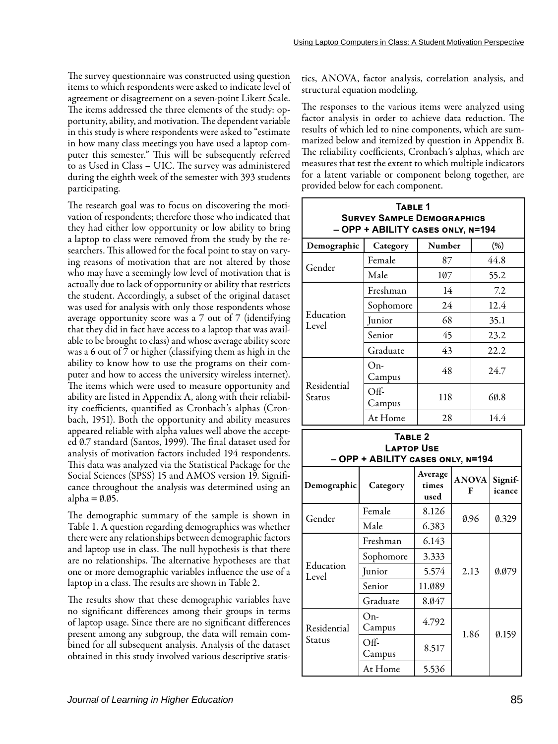The survey questionnaire was constructed using question items to which respondents were asked to indicate level of agreement or disagreement on a seven-point Likert Scale. The items addressed the three elements of the study: opportunity, ability, and motivation. The dependent variable in this study is where respondents were asked to "estimate in how many class meetings you have used a laptop computer this semester." This will be subsequently referred to as Used in Class – UIC. The survey was administered during the eighth week of the semester with 393 students participating.

The research goal was to focus on discovering the motivation of respondents; therefore those who indicated that they had either low opportunity or low ability to bring a laptop to class were removed from the study by the researchers. This allowed for the focal point to stay on varying reasons of motivation that are not altered by those who may have a seemingly low level of motivation that is actually due to lack of opportunity or ability that restricts the student. Accordingly, a subset of the original dataset was used for analysis with only those respondents whose average opportunity score was a 7 out of 7 (identifying that they did in fact have access to a laptop that was available to be brought to class) and whose average ability score was a 6 out of 7 or higher (classifying them as high in the ability to know how to use the programs on their computer and how to access the university wireless internet). The items which were used to measure opportunity and ability are listed in Appendix A, along with their reliability coefficients, quantified as Cronbach's alphas (Cronbach, 1951). Both the opportunity and ability measures appeared reliable with alpha values well above the accepted 0.7 standard (Santos, 1999). The final dataset used for analysis of motivation factors included 194 respondents. This data was analyzed via the Statistical Package for the Social Sciences (SPSS) 15 and AMOS version 19. Significance throughout the analysis was determined using an alpha = 0.05.

The demographic summary of the sample is shown in Table 1. A question regarding demographics was whether there were any relationships between demographic factors and laptop use in class. The null hypothesis is that there are no relationships. The alternative hypotheses are that one or more demographic variables influence the use of a laptop in a class. The results are shown in Table 2.

The results show that these demographic variables have no significant differences among their groups in terms of laptop usage. Since there are no significant differences present among any subgroup, the data will remain combined for all subsequent analysis. Analysis of the dataset obtained in this study involved various descriptive statistics, ANOVA, factor analysis, correlation analysis, and structural equation modeling.

The responses to the various items were analyzed using factor analysis in order to achieve data reduction. The results of which led to nine components, which are summarized below and itemized by question in Appendix B. The reliability coefficients, Cronbach's alphas, which are measures that test the extent to which multiple indicators for a latent variable or component belong together, are provided below for each component.

**Table 1**
**Survey Sample Demographics – OPP + ABILITY cases only, n=194**

| Demographic | Category | Number | (%) |
|---|---|---|---|
| Gender | Female | 87 | 44.8 |
| | Male | 107 | 55.2 |
| Education Level | Freshman | 14 | 7.2 |
| | Sophomore | 24 | 12.4 |
| | Junior | 68 | 35.1 |
| | Senior | 45 | 23.2 |
| | Graduate | 43 | 22.2 |
| Residential Status | On-Campus | 48 | 24.7 |
| | Off-Campus | 118 | 60.8 |
| | At Home | 28 | 14.4 |

**Table 2**
**Laptop Use – OPP + ABILITY cases only, n=194**

| Demographic | Category | Average times used | ANOVA F | Significance |
|---|---|---|---|---|
| Gender | Female | 8.126 | 0.96 | 0.329 |
| | Male | 6.383 | | |
| Education Level | Freshman | 6.143 | 2.13 | 0.079 |
| | Sophomore | 3.333 | | |
| | Junior | 5.574 | | |
| | Senior | 11.089 | | |
| | Graduate | 8.047 | | |
| Residential Status | On-Campus | 4.792 | 1.86 | 0.159 |
| | Off-Campus | 8.517 | | |
| | At Home | 5.536 | | |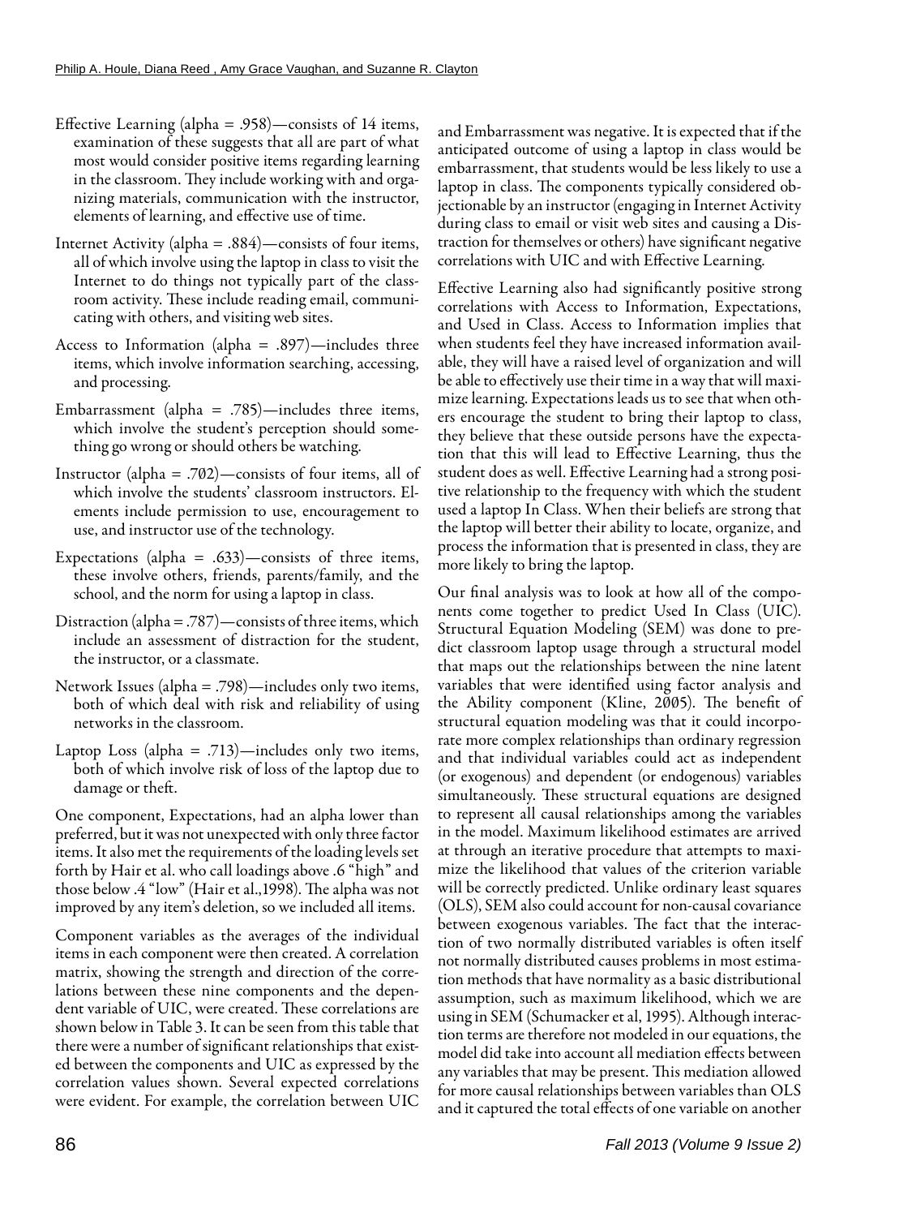Effective Learning (alpha = .958)—consists of 14 items, examination of these suggests that all are part of what most would consider positive items regarding learning in the classroom. They include working with and organizing materials, communication with the instructor, elements of learning, and effective use of time.

Internet Activity (alpha = .884)—consists of four items, all of which involve using the laptop in class to visit the Internet to do things not typically part of the classroom activity. These include reading email, communicating with others, and visiting web sites.

Access to Information (alpha = .897)—includes three items, which involve information searching, accessing, and processing.

Embarrassment (alpha = .785)—includes three items, which involve the student's perception should something go wrong or should others be watching.

Instructor (alpha = .702)—consists of four items, all of which involve the students' classroom instructors. Elements include permission to use, encouragement to use, and instructor use of the technology.

Expectations (alpha = .633)—consists of three items, these involve others, friends, parents/family, and the school, and the norm for using a laptop in class.

Distraction (alpha = .787)—consists of three items, which include an assessment of distraction for the student, the instructor, or a classmate.

Network Issues (alpha = .798)—includes only two items, both of which deal with risk and reliability of using networks in the classroom.

Laptop Loss (alpha = .713)—includes only two items, both of which involve risk of loss of the laptop due to damage or theft.

One component, Expectations, had an alpha lower than preferred, but it was not unexpected with only three factor items. It also met the requirements of the loading levels set forth by Hair et al. who call loadings above .6 "high" and those below .4 "low" (Hair et al.,1998). The alpha was not improved by any item's deletion, so we included all items.

Component variables as the averages of the individual items in each component were then created. A correlation matrix, showing the strength and direction of the correlations between these nine components and the dependent variable of UIC, were created. These correlations are shown below in Table 3. It can be seen from this table that there were a number of significant relationships that existed between the components and UIC as expressed by the correlation values shown. Several expected correlations were evident. For example, the correlation between UIC and Embarrassment was negative. It is expected that if the anticipated outcome of using a laptop in class would be embarrassment, that students would be less likely to use a laptop in class. The components typically considered objectionable by an instructor (engaging in Internet Activity during class to email or visit web sites and causing a Distraction for themselves or others) have significant negative correlations with UIC and with Effective Learning.

Effective Learning also had significantly positive strong correlations with Access to Information, Expectations, and Used in Class. Access to Information implies that when students feel they have increased information available, they will have a raised level of organization and will be able to effectively use their time in a way that will maximize learning. Expectations leads us to see that when others encourage the student to bring their laptop to class, they believe that these outside persons have the expectation that this will lead to Effective Learning, thus the student does as well. Effective Learning had a strong positive relationship to the frequency with which the student used a laptop In Class. When their beliefs are strong that the laptop will better their ability to locate, organize, and process the information that is presented in class, they are more likely to bring the laptop.

Our final analysis was to look at how all of the components come together to predict Used In Class (UIC). Structural Equation Modeling (SEM) was done to predict classroom laptop usage through a structural model that maps out the relationships between the nine latent variables that were identified using factor analysis and the Ability component (Kline, 2005). The benefit of structural equation modeling was that it could incorporate more complex relationships than ordinary regression and that individual variables could act as independent (or exogenous) and dependent (or endogenous) variables simultaneously. These structural equations are designed to represent all causal relationships among the variables in the model. Maximum likelihood estimates are arrived at through an iterative procedure that attempts to maximize the likelihood that values of the criterion variable will be correctly predicted. Unlike ordinary least squares (OLS), SEM also could account for non-causal covariance between exogenous variables. The fact that the interaction of two normally distributed variables is often itself not normally distributed causes problems in most estimation methods that have normality as a basic distributional assumption, such as maximum likelihood, which we are using in SEM (Schumacker et al, 1995). Although interaction terms are therefore not modeled in our equations, the model did take into account all mediation effects between any variables that may be present. This mediation allowed for more causal relationships between variables than OLS and it captured the total effects of one variable on another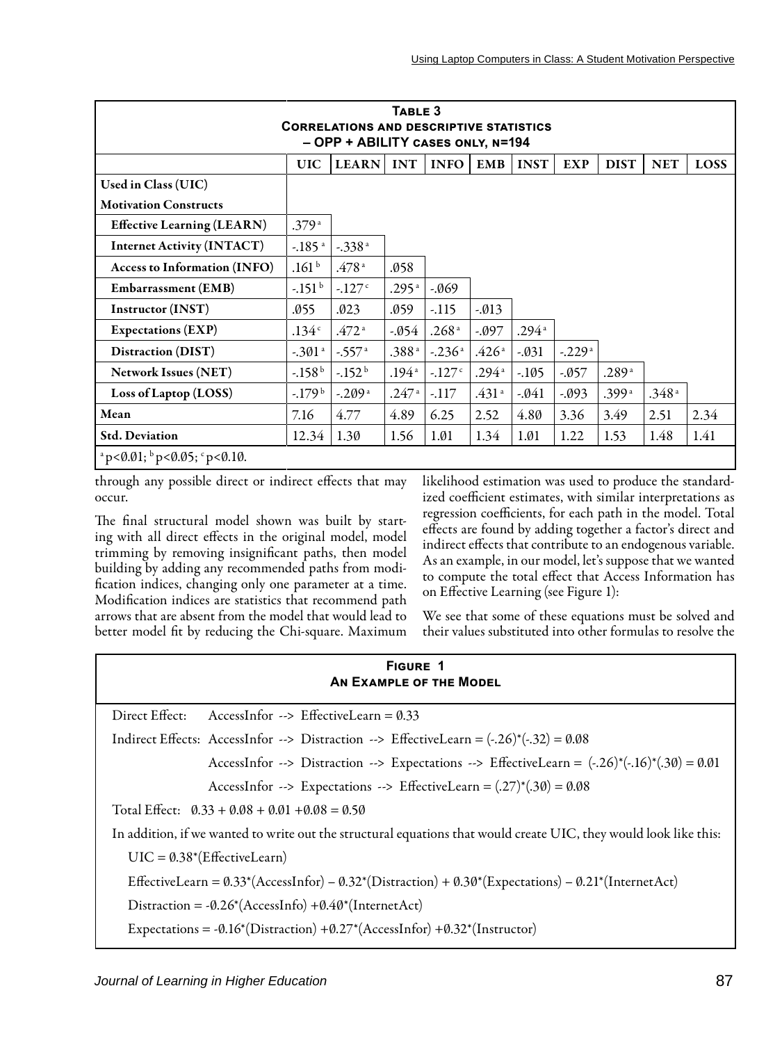**TABLE 3**
**CORRELATIONS AND DESCRIPTIVE STATISTICS – OPP + ABILITY CASES ONLY, N=194**

| | UIC | LEARN | INT | INFO | EMB | INST | EXP | DIST | NET | LOSS |
|---|---|---|---|---|---|---|---|---|---|---|
| Used in Class (UIC) | | | | | | | | | | |
| Motivation Constructs | | | | | | | | | | |
| Effective Learning (LEARN) | .379[a] | | | | | | | | | |
| Internet Activity (INTACT) | -.185[a] | -.338[a] | | | | | | | | |
| Access to Information (INFO) | .161[b] | .478[a] | .058 | | | | | | | |
| Embarrassment (EMB) | -.151[b] | -.127[c] | .295[a] | -.069 | | | | | | |
| Instructor (INST) | .055 | .023 | .059 | -.115 | -.013 | | | | | |
| Expectations (EXP) | .134[c] | .472[a] | -.054 | .268[a] | -.097 | .294[a] | | | | |
| Distraction (DIST) | -.301[a] | -.557[a] | .388[a] | -.236[a] | .426[a] | -.031 | -.229[a] | | | |
| Network Issues (NET) | -.158[b] | -.152[b] | .194[a] | -.127[c] | .294[a] | -.105 | -.057 | .289[a] | | |
| Loss of Laptop (LOSS) | -.179[b] | -.209[a] | .247[a] | -.117 | .431[a] | -.041 | -.093 | .399[a] | .348[a] | |
| Mean | 7.16 | 4.77 | 4.89 | 6.25 | 2.52 | 4.80 | 3.36 | 3.49 | 2.51 | 2.34 |
| Std. Deviation | 12.34 | 1.30 | 1.56 | 1.01 | 1.34 | 1.01 | 1.22 | 1.53 | 1.48 | 1.41 |

[a] $p<0.01$; [b] $p<0.05$; [c] $p<0.10$.

through any possible direct or indirect effects that may occur.

The final structural model shown was built by starting with all direct effects in the original model, model trimming by removing insignificant paths, then model building by adding any recommended paths from modification indices, changing only one parameter at a time. Modification indices are statistics that recommend path arrows that are absent from the model that would lead to better model fit by reducing the Chi-square. Maximum likelihood estimation was used to produce the standardized coefficient estimates, with similar interpretations as regression coefficients, for each path in the model. Total effects are found by adding together a factor's direct and indirect effects that contribute to an endogenous variable. As an example, in our model, let's suppose that we wanted to compute the total effect that Access Information has on Effective Learning (see Figure 1):

We see that some of these equations must be solved and their values substituted into other formulas to resolve the

**FIGURE 1**
**AN EXAMPLE OF THE MODEL**

Direct Effect: AccessInfor --> EffectiveLearn = 0.33

Indirect Effects: AccessInfor --> Distraction --> EffectiveLearn = (-.26)*(-.32) = 0.08

AccessInfor --> Distraction --> Expectations --> EffectiveLearn = (-.26)*(-.16)*(.30) = 0.01

AccessInfor --> Expectations --> EffectiveLearn = (.27)*(.30) = 0.08

Total Effect: 0.33 + 0.08 + 0.01 + 0.08 = 0.50

In addition, if we wanted to write out the structural equations that would create UIC, they would look like this:

UIC = 0.38*(EffectiveLearn)

EffectiveLearn = 0.33*(AccessInfor) – 0.32*(Distraction) + 0.30*(Expectations) – 0.21*(InternetAct)

Distraction = -0.26*(AccessInfo) +0.40*(InternetAct)

Expectations = -0.16*(Distraction) +0.27*(AccessInfor) +0.32*(Instructor)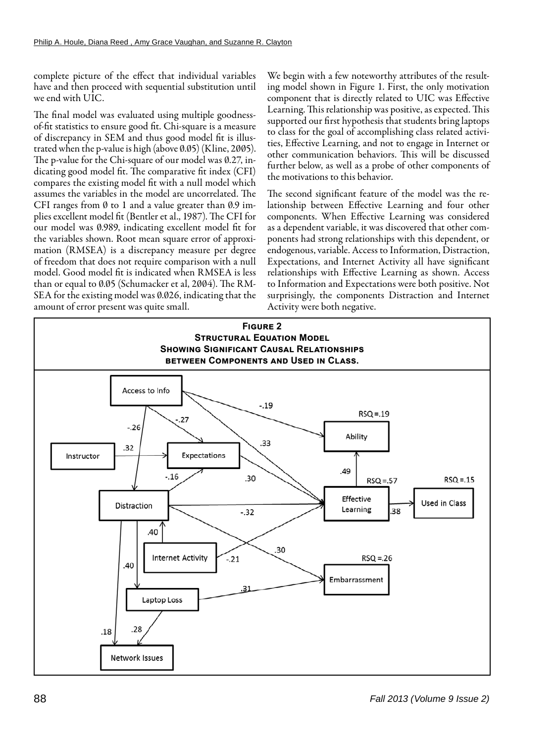complete picture of the effect that individual variables have and then proceed with sequential substitution until we end with UIC.

The final model was evaluated using multiple goodness-of-fit statistics to ensure good fit. Chi-square is a measure of discrepancy in SEM and thus good model fit is illustrated when the p-value is high (above 0.05) (Kline, 2005). The p-value for the Chi-square of our model was 0.27, indicating good model fit. The comparative fit index (CFI) compares the existing model fit with a null model which assumes the variables in the model are uncorrelated. The CFI ranges from 0 to 1 and a value greater than 0.9 implies excellent model fit (Bentler et al., 1987). The CFI for our model was 0.989, indicating excellent model fit for the variables shown. Root mean square error of approximation (RMSEA) is a discrepancy measure per degree of freedom that does not require comparison with a null model. Good model fit is indicated when RMSEA is less than or equal to 0.05 (Schumacker et al, 2004). The RMSEA for the existing model was 0.026, indicating that the amount of error present was quite small.

We begin with a few noteworthy attributes of the resulting model shown in Figure 1. First, the only motivation component that is directly related to UIC was Effective Learning. This relationship was positive, as expected. This supported our first hypothesis that students bring laptops to class for the goal of accomplishing class related activities, Effective Learning, and not to engage in Internet or other communication behaviors. This will be discussed further below, as well as a probe of other components of the motivations to this behavior.

The second significant feature of the model was the relationship between Effective Learning and four other components. When Effective Learning was considered as a dependent variable, it was discovered that other components had strong relationships with this dependent, or endogenous, variable. Access to Information, Distraction, Expectations, and Internet Activity all have significant relationships with Effective Learning as shown. Access to Information and Expectations were both positive. Not surprisingly, the components Distraction and Internet Activity were both negative.

**Figure 2**
**Structural Equation Model**
**Showing Significant Causal Relationships between Components and Used in Class.**

Access to Info
Instructor
Expectations
Distraction
Internet Activity
Laptop Loss
Network Issues
Ability
Effective Learning
Used in Class
Embarrassment
-.19
-.27
-.26
.33
.32
.30
-.16
-.32
.40
.30
.40
-.21
.31
.18
.28
.49
.38
RSQ =.19
RSQ =.57
RSQ =.15
RSQ =.26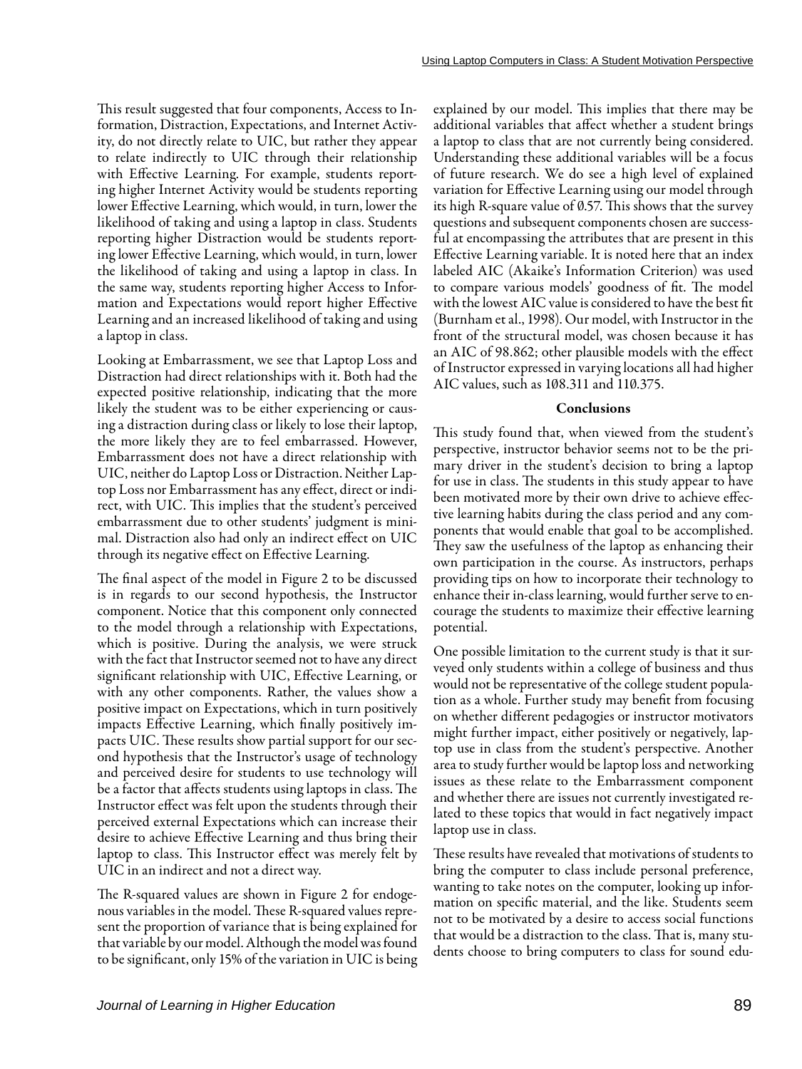This result suggested that four components, Access to Information, Distraction, Expectations, and Internet Activity, do not directly relate to UIC, but rather they appear to relate indirectly to UIC through their relationship with Effective Learning. For example, students reporting higher Internet Activity would be students reporting lower Effective Learning, which would, in turn, lower the likelihood of taking and using a laptop in class. Students reporting higher Distraction would be students reporting lower Effective Learning, which would, in turn, lower the likelihood of taking and using a laptop in class. In the same way, students reporting higher Access to Information and Expectations would report higher Effective Learning and an increased likelihood of taking and using a laptop in class.

Looking at Embarrassment, we see that Laptop Loss and Distraction had direct relationships with it. Both had the expected positive relationship, indicating that the more likely the student was to be either experiencing or causing a distraction during class or likely to lose their laptop, the more likely they are to feel embarrassed. However, Embarrassment does not have a direct relationship with UIC, neither do Laptop Loss or Distraction. Neither Laptop Loss nor Embarrassment has any effect, direct or indirect, with UIC. This implies that the student's perceived embarrassment due to other students' judgment is minimal. Distraction also had only an indirect effect on UIC through its negative effect on Effective Learning.

The final aspect of the model in Figure 2 to be discussed is in regards to our second hypothesis, the Instructor component. Notice that this component only connected to the model through a relationship with Expectations, which is positive. During the analysis, we were struck with the fact that Instructor seemed not to have any direct significant relationship with UIC, Effective Learning, or with any other components. Rather, the values show a positive impact on Expectations, which in turn positively impacts Effective Learning, which finally positively impacts UIC. These results show partial support for our second hypothesis that the Instructor's usage of technology and perceived desire for students to use technology will be a factor that affects students using laptops in class. The Instructor effect was felt upon the students through their perceived external Expectations which can increase their desire to achieve Effective Learning and thus bring their laptop to class. This Instructor effect was merely felt by UIC in an indirect and not a direct way.

The R-squared values are shown in Figure 2 for endogenous variables in the model. These R-squared values represent the proportion of variance that is being explained for that variable by our model. Although the model was found to be significant, only 15% of the variation in UIC is being explained by our model. This implies that there may be additional variables that affect whether a student brings a laptop to class that are not currently being considered. Understanding these additional variables will be a focus of future research. We do see a high level of explained variation for Effective Learning using our model through its high R-square value of 0.57. This shows that the survey questions and subsequent components chosen are successful at encompassing the attributes that are present in this Effective Learning variable. It is noted here that an index labeled AIC (Akaike's Information Criterion) was used to compare various models' goodness of fit. The model with the lowest AIC value is considered to have the best fit (Burnham et al., 1998). Our model, with Instructor in the front of the structural model, was chosen because it has an AIC of 98.862; other plausible models with the effect of Instructor expressed in varying locations all had higher AIC values, such as 108.311 and 110.375.

## Conclusions

This study found that, when viewed from the student's perspective, instructor behavior seems not to be the primary driver in the student's decision to bring a laptop for use in class. The students in this study appear to have been motivated more by their own drive to achieve effective learning habits during the class period and any components that would enable that goal to be accomplished. They saw the usefulness of the laptop as enhancing their own participation in the course. As instructors, perhaps providing tips on how to incorporate their technology to enhance their in-class learning, would further serve to encourage the students to maximize their effective learning potential.

One possible limitation to the current study is that it surveyed only students within a college of business and thus would not be representative of the college student population as a whole. Further study may benefit from focusing on whether different pedagogies or instructor motivators might further impact, either positively or negatively, laptop use in class from the student's perspective. Another area to study further would be laptop loss and networking issues as these relate to the Embarrassment component and whether there are issues not currently investigated related to these topics that would in fact negatively impact laptop use in class.

These results have revealed that motivations of students to bring the computer to class include personal preference, wanting to take notes on the computer, looking up information on specific material, and the like. Students seem not to be motivated by a desire to access social functions that would be a distraction to the class. That is, many students choose to bring computers to class for sound edu-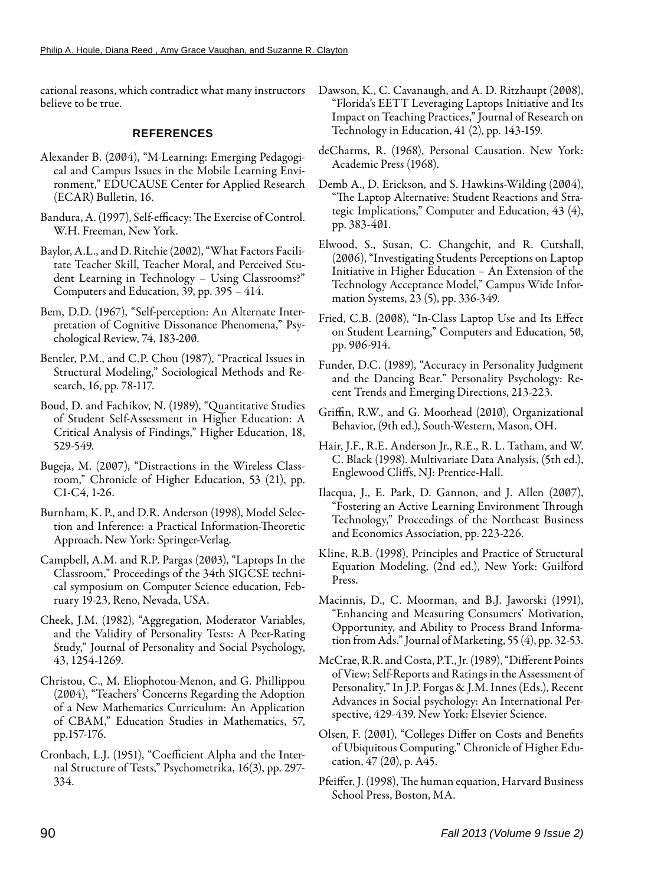cational reasons, which contradict what many instructors believe to be true.

## REFERENCES

Alexander B. (2004), "M-Learning: Emerging Pedagogical and Campus Issues in the Mobile Learning Environment," EDUCAUSE Center for Applied Research (ECAR) Bulletin, 16.

Bandura, A. (1997), Self-efficacy: The Exercise of Control. W.H. Freeman, New York.

Baylor, A.L., and D. Ritchie (2002), "What Factors Facilitate Teacher Skill, Teacher Moral, and Perceived Student Learning in Technology – Using Classrooms?" Computers and Education, 39, pp. 395 – 414.

Bem, D.D. (1967), "Self-perception: An Alternate Interpretation of Cognitive Dissonance Phenomena," Psychological Review, 74, 183-200.

Bentler, P.M., and C.P. Chou (1987), "Practical Issues in Structural Modeling," Sociological Methods and Research, 16, pp. 78-117.

Boud, D. and Fachikov, N. (1989), "Quantitative Studies of Student Self-Assessment in Higher Education: A Critical Analysis of Findings," Higher Education, 18, 529-549.

Bugeja, M. (2007), "Distractions in the Wireless Classroom," Chronicle of Higher Education, 53 (21), pp. C1-C4, 1-26.

Burnham, K. P., and D.R. Anderson (1998), Model Selection and Inference: a Practical Information-Theoretic Approach. New York: Springer-Verlag.

Campbell, A.M. and R.P. Pargas (2003), "Laptops In the Classroom," Proceedings of the 34th SIGCSE technical symposium on Computer Science education, February 19-23, Reno, Nevada, USA.

Cheek, J.M. (1982), "Aggregation, Moderator Variables, and the Validity of Personality Tests: A Peer-Rating Study," Journal of Personality and Social Psychology, 43, 1254-1269.

Christou, C., M. Eliophotou-Menon, and G. Phillippou (2004), "Teachers' Concerns Regarding the Adoption of a New Mathematics Curriculum: An Application of CBAM," Education Studies in Mathematics, 57, pp.157-176.

Cronbach, L.J. (1951), "Coefficient Alpha and the Internal Structure of Tests," Psychometrika, 16(3), pp. 297-334.

Dawson, K., C. Cavanaugh, and A. D. Ritzhaupt (2008), "Florida's EETT Leveraging Laptops Initiative and Its Impact on Teaching Practices," Journal of Research on Technology in Education, 41 (2), pp. 143-159.

deCharms, R. (1968), Personal Causation. New York: Academic Press (1968).

Demb A., D. Erickson, and S. Hawkins-Wilding (2004), "The Laptop Alternative: Student Reactions and Strategic Implications," Computer and Education, 43 (4), pp. 383-401.

Elwood, S., Susan, C. Changchit, and R. Cutshall, (2006), "Investigating Students Perceptions on Laptop Initiative in Higher Education – An Extension of the Technology Acceptance Model," Campus Wide Information Systems, 23 (5), pp. 336-349.

Fried, C.B. (2008), "In-Class Laptop Use and Its Effect on Student Learning," Computers and Education, 50, pp. 906-914.

Funder, D.C. (1989), "Accuracy in Personality Judgment and the Dancing Bear." Personality Psychology: Recent Trends and Emerging Directions, 213-223.

Griffin, R.W., and G. Moorhead (2010), Organizational Behavior, (9th ed.), South-Western, Mason, OH.

Hair, J.F., R.E. Anderson Jr., R.E., R. L. Tatham, and W. C. Black (1998). Multivariate Data Analysis, (5th ed.), Englewood Cliffs, NJ: Prentice-Hall.

Ilacqua, J., E. Park, D. Gannon, and J. Allen (2007), "Fostering an Active Learning Environment Through Technology," Proceedings of the Northeast Business and Economics Association, pp. 223-226.

Kline, R.B. (1998), Principles and Practice of Structural Equation Modeling, (2nd ed.), New York: Guilford Press.

Macinnis, D., C. Moorman, and B.J. Jaworski (1991), "Enhancing and Measuring Consumers' Motivation, Opportunity, and Ability to Process Brand Information from Ads." Journal of Marketing, 55 (4), pp. 32-53.

McCrae, R.R. and Costa, P.T., Jr. (1989), "Different Points of View: Self-Reports and Ratings in the Assessment of Personality," In J.P. Forgas & J.M. Innes (Eds.), Recent Advances in Social psychology: An International Perspective, 429-439. New York: Elsevier Science.

Olsen, F. (2001), "Colleges Differ on Costs and Benefits of Ubiquitous Computing." Chronicle of Higher Education, 47 (20), p. A45.

Pfeiffer, J. (1998), The human equation, Harvard Business School Press, Boston, MA.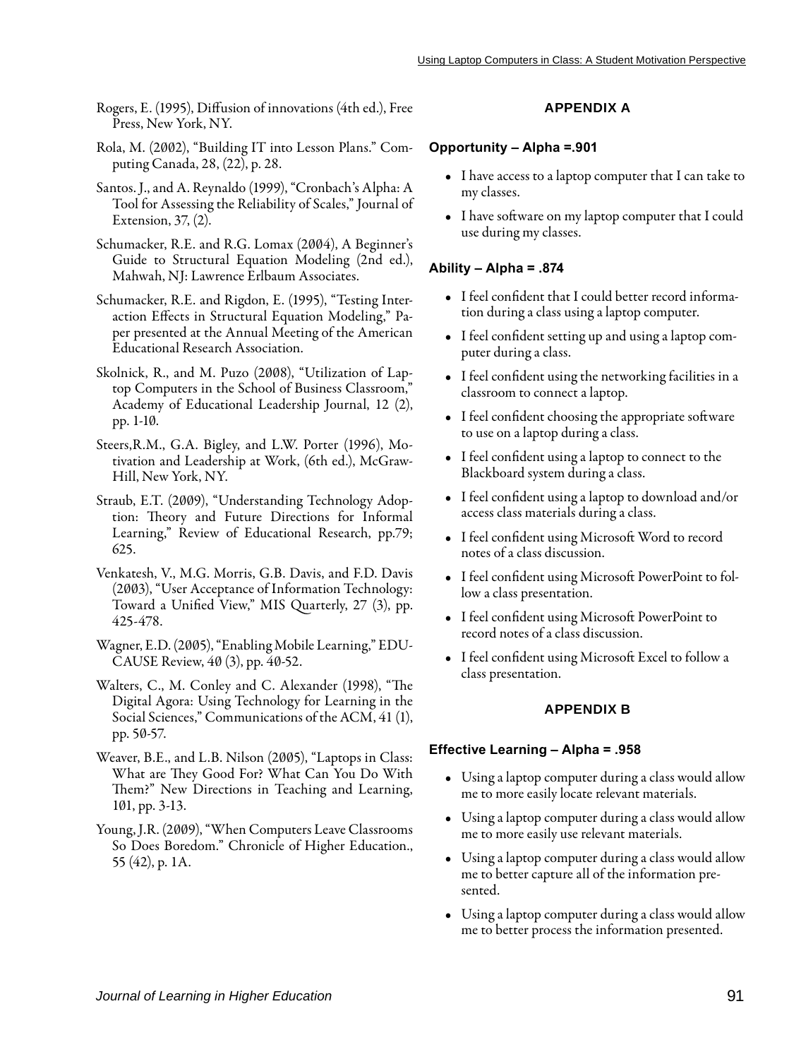Rogers, E. (1995), Diffusion of innovations (4th ed.), Free Press, New York, NY.

Rola, M. (2002), "Building IT into Lesson Plans." Computing Canada, 28, (22), p. 28.

Santos. J., and A. Reynaldo (1999), "Cronbach's Alpha: A Tool for Assessing the Reliability of Scales," Journal of Extension, 37, (2).

Schumacker, R.E. and R.G. Lomax (2004), A Beginner's Guide to Structural Equation Modeling (2nd ed.), Mahwah, NJ: Lawrence Erlbaum Associates.

Schumacker, R.E. and Rigdon, E. (1995), "Testing Interaction Effects in Structural Equation Modeling," Paper presented at the Annual Meeting of the American Educational Research Association.

Skolnick, R., and M. Puzo (2008), "Utilization of Laptop Computers in the School of Business Classroom," Academy of Educational Leadership Journal, 12 (2), pp. 1-10.

Steers,R.M., G.A. Bigley, and L.W. Porter (1996), Motivation and Leadership at Work, (6th ed.), McGraw-Hill, New York, NY.

Straub, E.T. (2009), "Understanding Technology Adoption: Theory and Future Directions for Informal Learning," Review of Educational Research, pp.79; 625.

Venkatesh, V., M.G. Morris, G.B. Davis, and F.D. Davis (2003), "User Acceptance of Information Technology: Toward a Unified View," MIS Quarterly, 27 (3), pp. 425-478.

Wagner, E.D. (2005), "Enabling Mobile Learning," EDUCAUSE Review, 40 (3), pp. 40-52.

Walters, C., M. Conley and C. Alexander (1998), "The Digital Agora: Using Technology for Learning in the Social Sciences," Communications of the ACM, 41 (1), pp. 50-57.

Weaver, B.E., and L.B. Nilson (2005), "Laptops in Class: What are They Good For? What Can You Do With Them?" New Directions in Teaching and Learning, 101, pp. 3-13.

Young, J.R. (2009), "When Computers Leave Classrooms So Does Boredom." Chronicle of Higher Education., 55 (42), p. 1A.

## APPENDIX A

### Opportunity – Alpha =.901

- I have access to a laptop computer that I can take to my classes.
- I have software on my laptop computer that I could use during my classes.

### Ability – Alpha = .874

- I feel confident that I could better record information during a class using a laptop computer.
- I feel confident setting up and using a laptop computer during a class.
- I feel confident using the networking facilities in a classroom to connect a laptop.
- I feel confident choosing the appropriate software to use on a laptop during a class.
- I feel confident using a laptop to connect to the Blackboard system during a class.
- I feel confident using a laptop to download and/or access class materials during a class.
- I feel confident using Microsoft Word to record notes of a class discussion.
- I feel confident using Microsoft PowerPoint to follow a class presentation.
- I feel confident using Microsoft PowerPoint to record notes of a class discussion.
- I feel confident using Microsoft Excel to follow a class presentation.

## APPENDIX B

### Effective Learning – Alpha = .958

- Using a laptop computer during a class would allow me to more easily locate relevant materials.
- Using a laptop computer during a class would allow me to more easily use relevant materials.
- Using a laptop computer during a class would allow me to better capture all of the information presented.
- Using a laptop computer during a class would allow me to better process the information presented.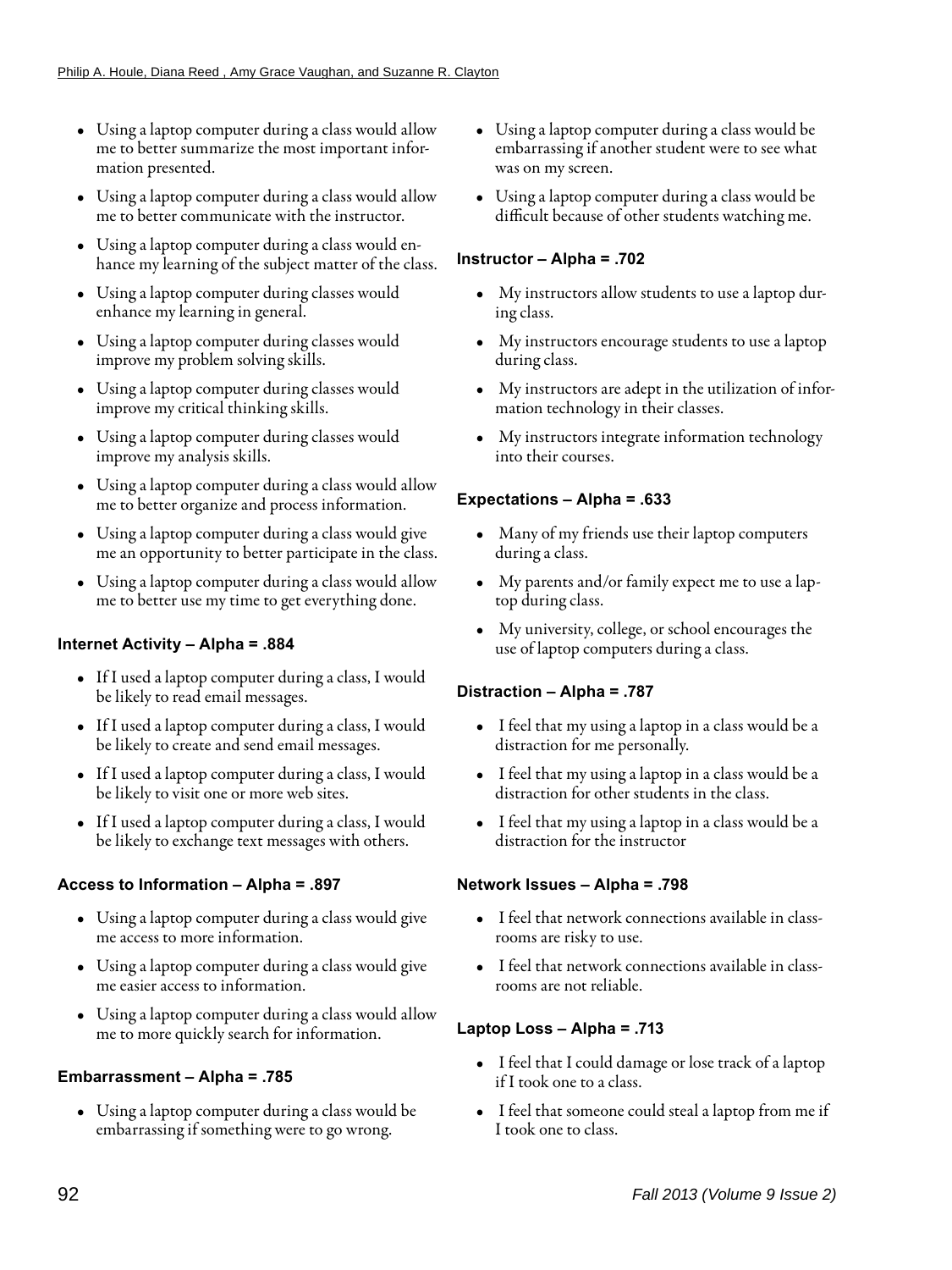- Using a laptop computer during a class would allow me to better summarize the most important information presented.
- Using a laptop computer during a class would allow me to better communicate with the instructor.
- Using a laptop computer during a class would enhance my learning of the subject matter of the class.
- Using a laptop computer during classes would enhance my learning in general.
- Using a laptop computer during classes would improve my problem solving skills.
- Using a laptop computer during classes would improve my critical thinking skills.
- Using a laptop computer during classes would improve my analysis skills.
- Using a laptop computer during a class would allow me to better organize and process information.
- Using a laptop computer during a class would give me an opportunity to better participate in the class.
- Using a laptop computer during a class would allow me to better use my time to get everything done.

**Internet Activity – Alpha = .884**

- If I used a laptop computer during a class, I would be likely to read email messages.
- If I used a laptop computer during a class, I would be likely to create and send email messages.
- If I used a laptop computer during a class, I would be likely to visit one or more web sites.
- If I used a laptop computer during a class, I would be likely to exchange text messages with others.

**Access to Information – Alpha = .897**

- Using a laptop computer during a class would give me access to more information.
- Using a laptop computer during a class would give me easier access to information.
- Using a laptop computer during a class would allow me to more quickly search for information.

**Embarrassment – Alpha = .785**

- Using a laptop computer during a class would be embarrassing if something were to go wrong.
- Using a laptop computer during a class would be embarrassing if another student were to see what was on my screen.
- Using a laptop computer during a class would be difficult because of other students watching me.

**Instructor – Alpha = .702**

- My instructors allow students to use a laptop during class.
- My instructors encourage students to use a laptop during class.
- My instructors are adept in the utilization of information technology in their classes.
- My instructors integrate information technology into their courses.

**Expectations – Alpha = .633**

- Many of my friends use their laptop computers during a class.
- My parents and/or family expect me to use a laptop during class.
- My university, college, or school encourages the use of laptop computers during a class.

**Distraction – Alpha = .787**

- I feel that my using a laptop in a class would be a distraction for me personally.
- I feel that my using a laptop in a class would be a distraction for other students in the class.
- I feel that my using a laptop in a class would be a distraction for the instructor

**Network Issues – Alpha = .798**

- I feel that network connections available in classrooms are risky to use.
- I feel that network connections available in classrooms are not reliable.

**Laptop Loss – Alpha = .713**

- I feel that I could damage or lose track of a laptop if I took one to a class.
- I feel that someone could steal a laptop from me if I took one to class.